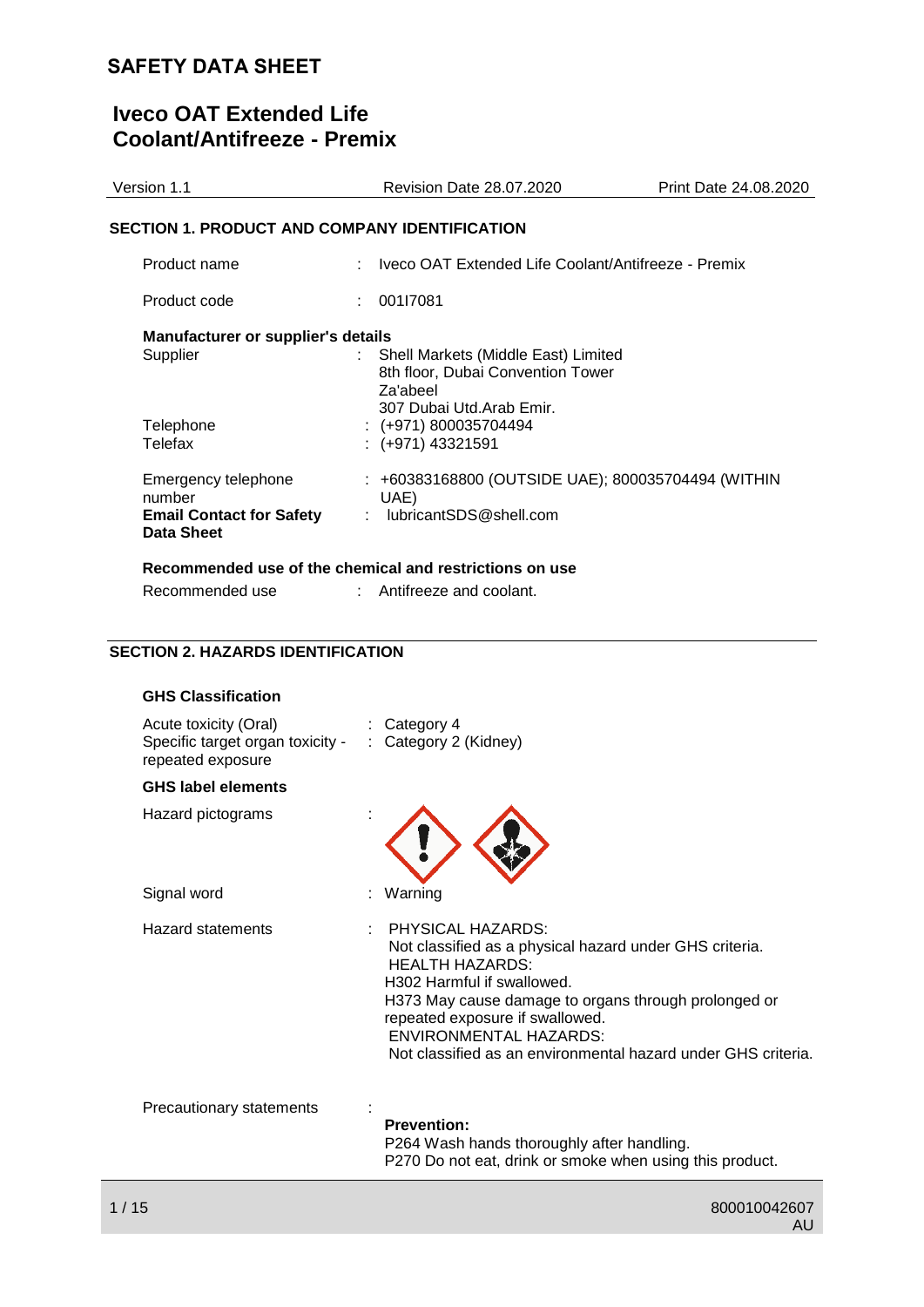# SAFETY DATA SHEET

# Iveco OAT Extended Life Coolant/Antifreeze - Premix

| Version 1.1 | Revision Date 28.07.2020 | Print Date 24.08.2020 |
|---|---|---|

## SECTION 1. PRODUCT AND COMPANY IDENTIFICATION

Product name : Iveco OAT Extended Life Coolant/Antifreeze - Premix

Product code : 001I7081

**Manufacturer or supplier's details**

Supplier : Shell Markets (Middle East) Limited
8th floor, Dubai Convention Tower
Za'abeel
307 Dubai Utd.Arab Emir.

Telephone : (+971) 800035704494

Telefax : (+971) 43321591

Emergency telephone number : +60383168800 (OUTSIDE UAE); 800035704494 (WITHIN UAE)

**Email Contact for Safety Data Sheet** : lubricantSDS@shell.com

**Recommended use of the chemical and restrictions on use**

Recommended use : Antifreeze and coolant.

## SECTION 2. HAZARDS IDENTIFICATION

**GHS Classification**

Acute toxicity (Oral) : Category 4

Specific target organ toxicity - repeated exposure : Category 2 (Kidney)

**GHS label elements**

Hazard pictograms :

Signal word : Warning

Hazard statements : PHYSICAL HAZARDS:
Not classified as a physical hazard under GHS criteria.
HEALTH HAZARDS:
H302 Harmful if swallowed.
H373 May cause damage to organs through prolonged or repeated exposure if swallowed.
ENVIRONMENTAL HAZARDS:
Not classified as an environmental hazard under GHS criteria.

Precautionary statements :

**Prevention:**
P264 Wash hands thoroughly after handling.
P270 Do not eat, drink or smoke when using this product.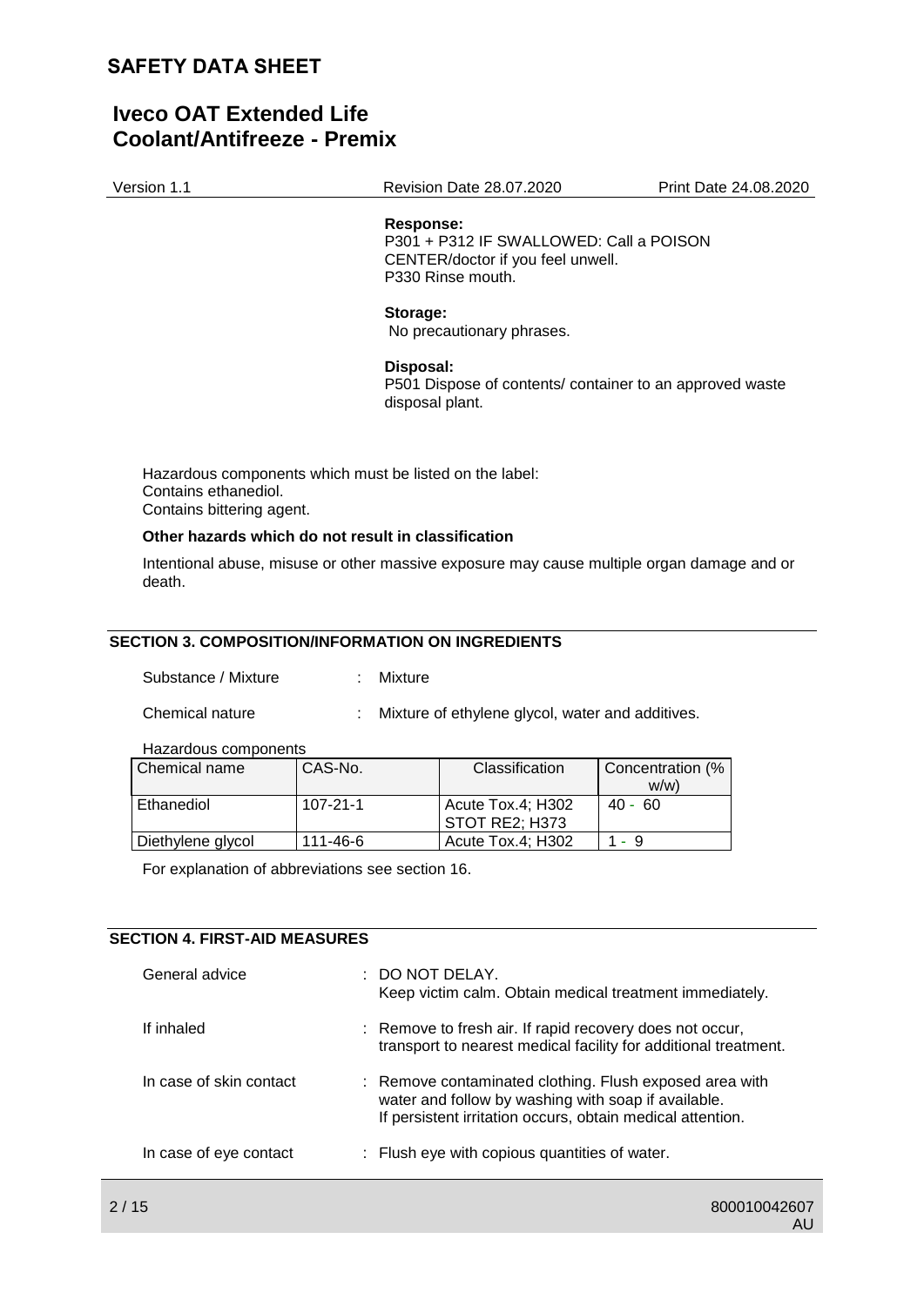**Response:**
P301 + P312 IF SWALLOWED: Call a POISON CENTER/doctor if you feel unwell.
P330 Rinse mouth.

**Storage:**
No precautionary phrases.

**Disposal:**
P501 Dispose of contents/ container to an approved waste disposal plant.

Hazardous components which must be listed on the label:
Contains ethanediol.
Contains bittering agent.

**Other hazards which do not result in classification**

Intentional abuse, misuse or other massive exposure may cause multiple organ damage and or death.

## SECTION 3. COMPOSITION/INFORMATION ON INGREDIENTS

Substance / Mixture : Mixture

Chemical nature : Mixture of ethylene glycol, water and additives.

Hazardous components

| Chemical name | CAS-No. | Classification | Concentration (% w/w) |
|---|---|---|---|
| Ethanediol | 107-21-1 | Acute Tox.4; H302<br>STOT RE2; H373 | 40 - 60 |
| Diethylene glycol | 111-46-6 | Acute Tox.4; H302 | 1 - 9 |

For explanation of abbreviations see section 16.

## SECTION 4. FIRST-AID MEASURES

General advice : DO NOT DELAY.
Keep victim calm. Obtain medical treatment immediately.

If inhaled : Remove to fresh air. If rapid recovery does not occur, transport to nearest medical facility for additional treatment.

In case of skin contact : Remove contaminated clothing. Flush exposed area with water and follow by washing with soap if available.
If persistent irritation occurs, obtain medical attention.

In case of eye contact : Flush eye with copious quantities of water.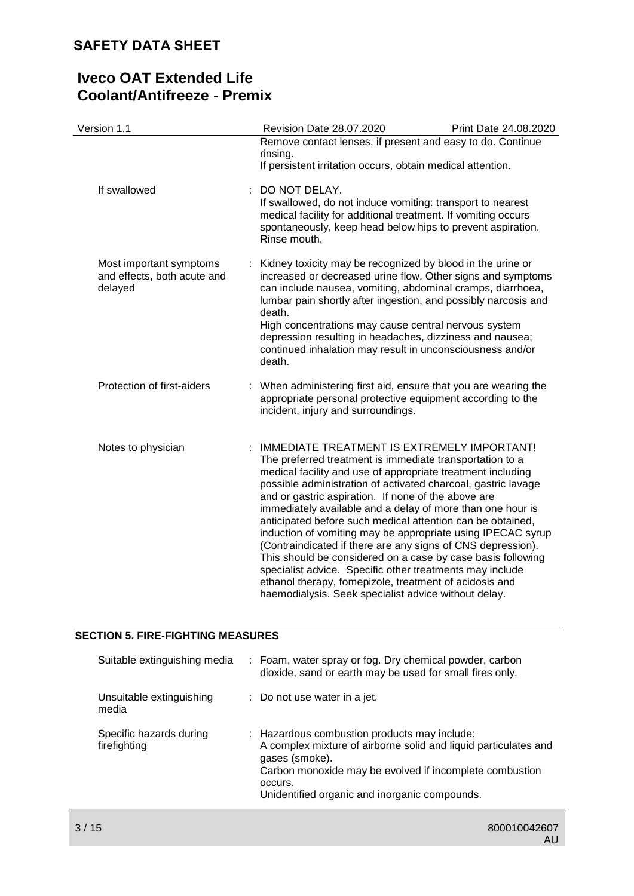| | |
|---|---|
| | Remove contact lenses, if present and easy to do. Continue rinsing.<br>If persistent irritation occurs, obtain medical attention. |
| If swallowed | : DO NOT DELAY.<br>If swallowed, do not induce vomiting: transport to nearest medical facility for additional treatment. If vomiting occurs spontaneously, keep head below hips to prevent aspiration.<br>Rinse mouth. |
| Most important symptoms and effects, both acute and delayed | : Kidney toxicity may be recognized by blood in the urine or increased or decreased urine flow. Other signs and symptoms can include nausea, vomiting, abdominal cramps, diarrhoea, lumbar pain shortly after ingestion, and possibly narcosis and death.<br>High concentrations may cause central nervous system depression resulting in headaches, dizziness and nausea; continued inhalation may result in unconsciousness and/or death. |
| Protection of first-aiders | : When administering first aid, ensure that you are wearing the appropriate personal protective equipment according to the incident, injury and surroundings. |
| Notes to physician | : IMMEDIATE TREATMENT IS EXTREMELY IMPORTANT!<br>The preferred treatment is immediate transportation to a medical facility and use of appropriate treatment including possible administration of activated charcoal, gastric lavage and or gastric aspiration. If none of the above are immediately available and a delay of more than one hour is anticipated before such medical attention can be obtained, induction of vomiting may be appropriate using IPECAC syrup (Contraindicated if there are any signs of CNS depression). This should be considered on a case by case basis following specialist advice. Specific other treatments may include ethanol therapy, fomepizole, treatment of acidosis and haemodialysis. Seek specialist advice without delay. |

## SECTION 5. FIRE-FIGHTING MEASURES

| | |
|---|---|
| Suitable extinguishing media | : Foam, water spray or fog. Dry chemical powder, carbon dioxide, sand or earth may be used for small fires only. |
| Unsuitable extinguishing media | : Do not use water in a jet. |
| Specific hazards during firefighting | : Hazardous combustion products may include:<br>A complex mixture of airborne solid and liquid particulates and gases (smoke).<br>Carbon monoxide may be evolved if incomplete combustion occurs.<br>Unidentified organic and inorganic compounds. |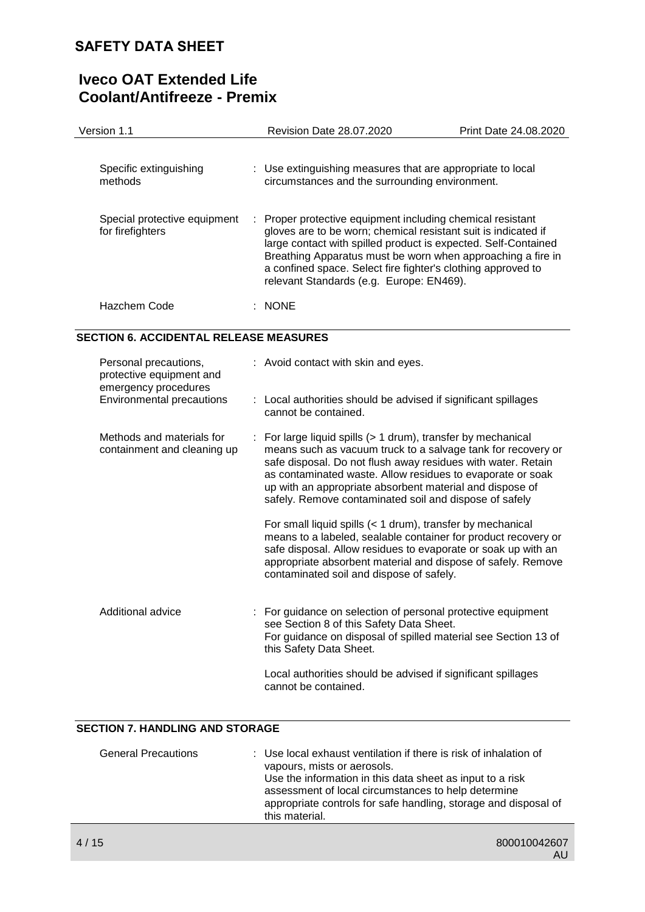| | | |
|---|---|---|
| Specific extinguishing methods | : | Use extinguishing measures that are appropriate to local circumstances and the surrounding environment. |
| Special protective equipment for firefighters | : | Proper protective equipment including chemical resistant gloves are to be worn; chemical resistant suit is indicated if large contact with spilled product is expected. Self-Contained Breathing Apparatus must be worn when approaching a fire in a confined space. Select fire fighter's clothing approved to relevant Standards (e.g. Europe: EN469). |
| Hazchem Code | : | NONE |

## SECTION 6. ACCIDENTAL RELEASE MEASURES

| | | |
|---|---|---|
| Personal precautions, protective equipment and emergency procedures | : | Avoid contact with skin and eyes. |
| Environmental precautions | : | Local authorities should be advised if significant spillages cannot be contained. |
| Methods and materials for containment and cleaning up | : | For large liquid spills (> 1 drum), transfer by mechanical means such as vacuum truck to a salvage tank for recovery or safe disposal. Do not flush away residues with water. Retain as contaminated waste. Allow residues to evaporate or soak up with an appropriate absorbent material and dispose of safely. Remove contaminated soil and dispose of safely<br><br>For small liquid spills (< 1 drum), transfer by mechanical means to a labeled, sealable container for product recovery or safe disposal. Allow residues to evaporate or soak up with an appropriate absorbent material and dispose of safely. Remove contaminated soil and dispose of safely. |
| Additional advice | : | For guidance on selection of personal protective equipment see Section 8 of this Safety Data Sheet.<br>For guidance on disposal of spilled material see Section 13 of this Safety Data Sheet.<br><br>Local authorities should be advised if significant spillages cannot be contained. |

## SECTION 7. HANDLING AND STORAGE

| | | |
|---|---|---|
| General Precautions | : | Use local exhaust ventilation if there is risk of inhalation of vapours, mists or aerosols.<br>Use the information in this data sheet as input to a risk assessment of local circumstances to help determine appropriate controls for safe handling, storage and disposal of this material. |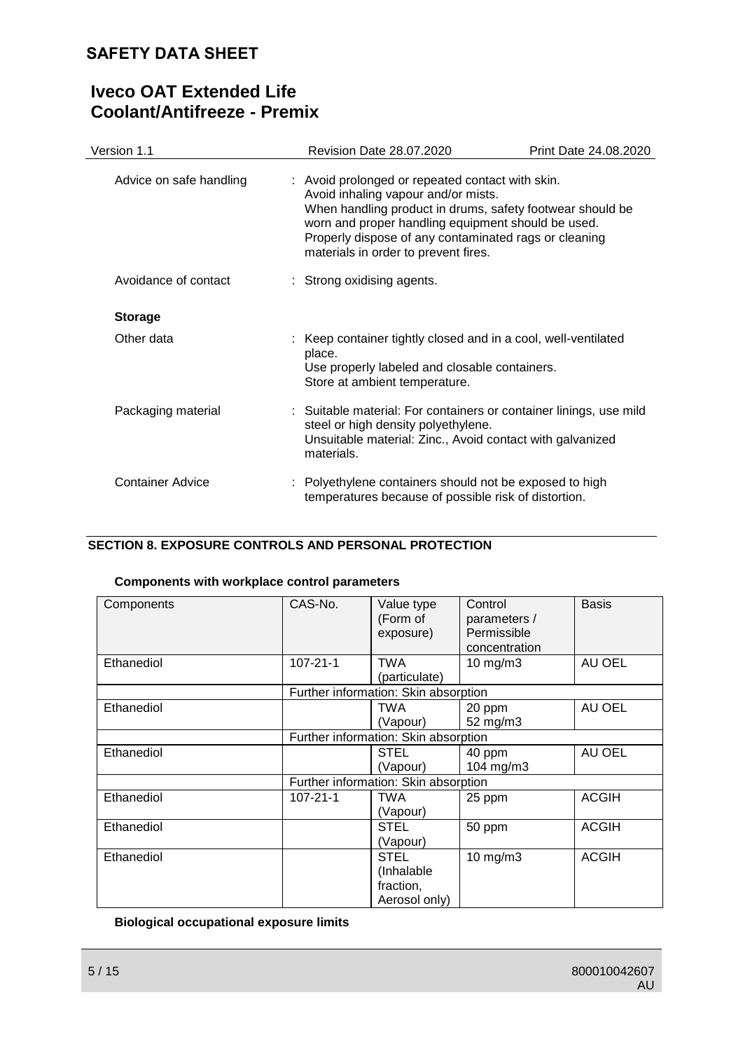| | |
|---|---|
| Advice on safe handling | : Avoid prolonged or repeated contact with skin.<br>Avoid inhaling vapour and/or mists.<br>When handling product in drums, safety footwear should be worn and proper handling equipment should be used.<br>Properly dispose of any contaminated rags or cleaning materials in order to prevent fires. |
| Avoidance of contact | : Strong oxidising agents. |

**Storage**

| | |
|---|---|
| Other data | : Keep container tightly closed and in a cool, well-ventilated place.<br>Use properly labeled and closable containers.<br>Store at ambient temperature. |
| Packaging material | : Suitable material: For containers or container linings, use mild steel or high density polyethylene.<br>Unsuitable material: Zinc., Avoid contact with galvanized materials. |
| Container Advice | : Polyethylene containers should not be exposed to high temperatures because of possible risk of distortion. |

## SECTION 8. EXPOSURE CONTROLS AND PERSONAL PROTECTION

### Components with workplace control parameters

| Components | CAS-No. | Value type (Form of exposure) | Control parameters / Permissible concentration | Basis |
|---|---|---|---|---|
| Ethanediol | 107-21-1 | TWA (particulate) | 10 mg/m3 | AU OEL |
| | Further information: Skin absorption | | | |
| Ethanediol | | TWA (Vapour) | 20 ppm<br>52 mg/m3 | AU OEL |
| | Further information: Skin absorption | | | |
| Ethanediol | | STEL (Vapour) | 40 ppm<br>104 mg/m3 | AU OEL |
| | Further information: Skin absorption | | | |
| Ethanediol | 107-21-1 | TWA (Vapour) | 25 ppm | ACGIH |
| Ethanediol | | STEL (Vapour) | 50 ppm | ACGIH |
| Ethanediol | | STEL (Inhalable fraction, Aerosol only) | 10 mg/m3 | ACGIH |

### Biological occupational exposure limits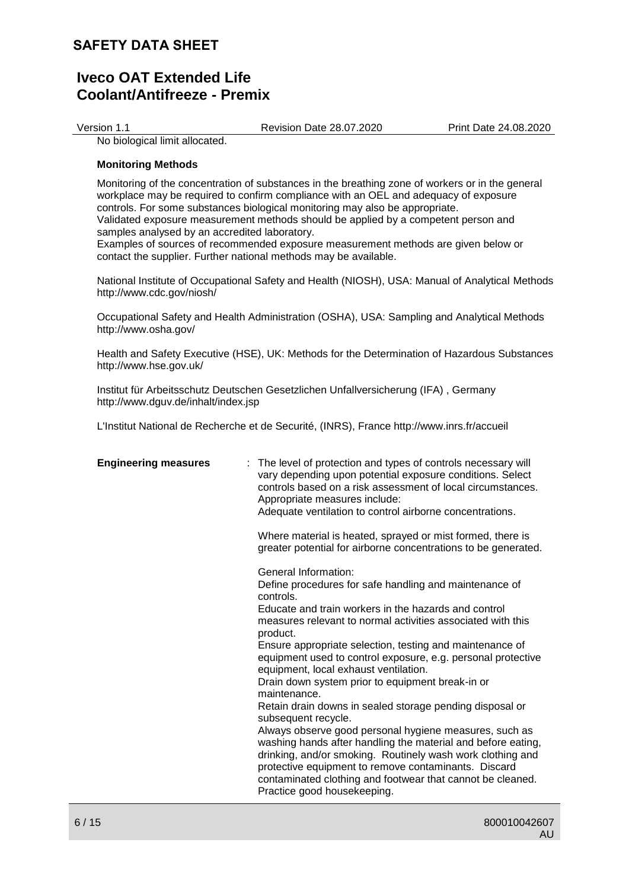No biological limit allocated.

**Monitoring Methods**

Monitoring of the concentration of substances in the breathing zone of workers or in the general workplace may be required to confirm compliance with an OEL and adequacy of exposure controls. For some substances biological monitoring may also be appropriate.
Validated exposure measurement methods should be applied by a competent person and samples analysed by an accredited laboratory.
Examples of sources of recommended exposure measurement methods are given below or contact the supplier. Further national methods may be available.

National Institute of Occupational Safety and Health (NIOSH), USA: Manual of Analytical Methods http://www.cdc.gov/niosh/

Occupational Safety and Health Administration (OSHA), USA: Sampling and Analytical Methods http://www.osha.gov/

Health and Safety Executive (HSE), UK: Methods for the Determination of Hazardous Substances http://www.hse.gov.uk/

Institut für Arbeitsschutz Deutschen Gesetzlichen Unfallversicherung (IFA) , Germany http://www.dguv.de/inhalt/index.jsp

L'Institut National de Recherche et de Securité, (INRS), France http://www.inrs.fr/accueil

**Engineering measures** : The level of protection and types of controls necessary will vary depending upon potential exposure conditions. Select controls based on a risk assessment of local circumstances. Appropriate measures include:
Adequate ventilation to control airborne concentrations.

Where material is heated, sprayed or mist formed, there is greater potential for airborne concentrations to be generated.

General Information:
Define procedures for safe handling and maintenance of controls.
Educate and train workers in the hazards and control measures relevant to normal activities associated with this product.
Ensure appropriate selection, testing and maintenance of equipment used to control exposure, e.g. personal protective equipment, local exhaust ventilation.
Drain down system prior to equipment break-in or maintenance.
Retain drain downs in sealed storage pending disposal or subsequent recycle.
Always observe good personal hygiene measures, such as washing hands after handling the material and before eating, drinking, and/or smoking. Routinely wash work clothing and protective equipment to remove contaminants. Discard contaminated clothing and footwear that cannot be cleaned.
Practice good housekeeping.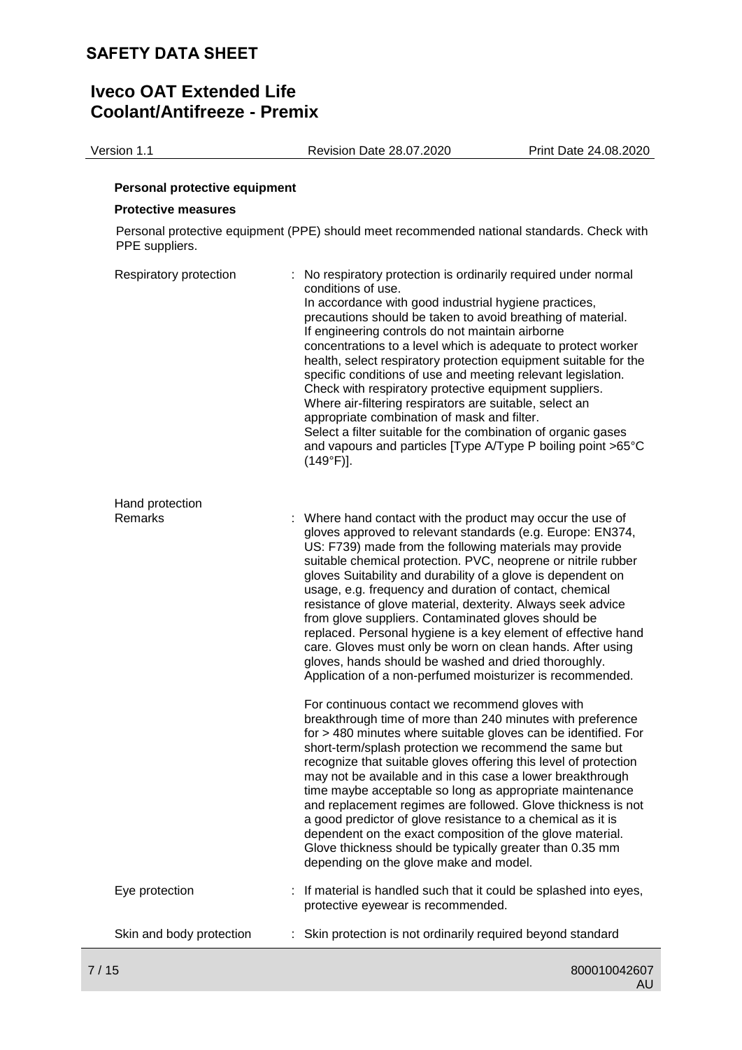**Personal protective equipment**

**Protective measures**

Personal protective equipment (PPE) should meet recommended national standards. Check with PPE suppliers.

| | |
|---|---|
| Respiratory protection | : No respiratory protection is ordinarily required under normal conditions of use. In accordance with good industrial hygiene practices, precautions should be taken to avoid breathing of material. If engineering controls do not maintain airborne concentrations to a level which is adequate to protect worker health, select respiratory protection equipment suitable for the specific conditions of use and meeting relevant legislation. Check with respiratory protective equipment suppliers. Where air-filtering respirators are suitable, select an appropriate combination of mask and filter. Select a filter suitable for the combination of organic gases and vapours and particles [Type A/Type P boiling point >65°C (149°F)]. |
| Hand protection<br>Remarks | : Where hand contact with the product may occur the use of gloves approved to relevant standards (e.g. Europe: EN374, US: F739) made from the following materials may provide suitable chemical protection. PVC, neoprene or nitrile rubber gloves Suitability and durability of a glove is dependent on usage, e.g. frequency and duration of contact, chemical resistance of glove material, dexterity. Always seek advice from glove suppliers. Contaminated gloves should be replaced. Personal hygiene is a key element of effective hand care. Gloves must only be worn on clean hands. After using gloves, hands should be washed and dried thoroughly. Application of a non-perfumed moisturizer is recommended.<br><br>For continuous contact we recommend gloves with breakthrough time of more than 240 minutes with preference for > 480 minutes where suitable gloves can be identified. For short-term/splash protection we recommend the same but recognize that suitable gloves offering this level of protection may not be available and in this case a lower breakthrough time maybe acceptable so long as appropriate maintenance and replacement regimes are followed. Glove thickness is not a good predictor of glove resistance to a chemical as it is dependent on the exact composition of the glove material. Glove thickness should be typically greater than 0.35 mm depending on the glove make and model. |
| Eye protection | : If material is handled such that it could be splashed into eyes, protective eyewear is recommended. |
| Skin and body protection | : Skin protection is not ordinarily required beyond standard |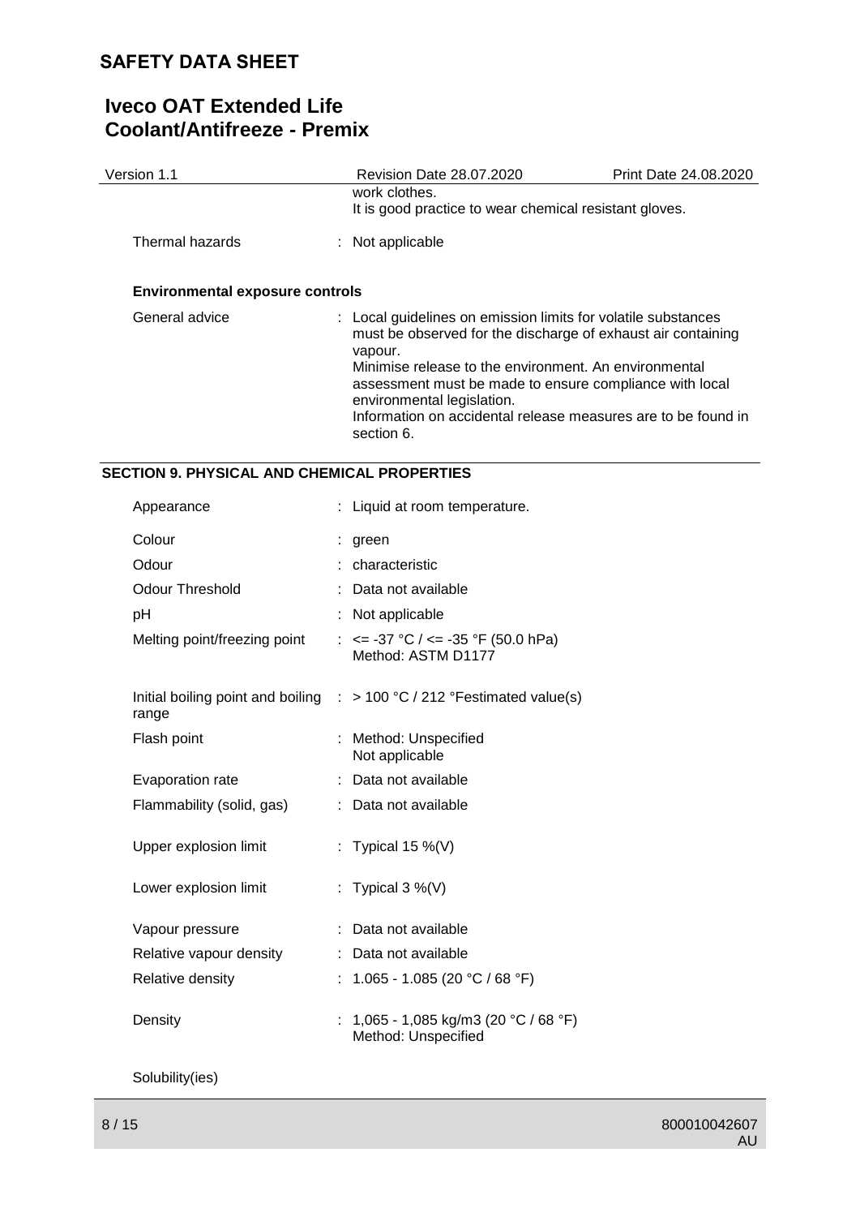work clothes.
It is good practice to wear chemical resistant gloves.

| | |
|---|---|
| Thermal hazards | : Not applicable |

**Environmental exposure controls**

| | |
|---|---|
| General advice | : Local guidelines on emission limits for volatile substances must be observed for the discharge of exhaust air containing vapour.<br>Minimise release to the environment. An environmental assessment must be made to ensure compliance with local environmental legislation.<br>Information on accidental release measures are to be found in section 6. |

## SECTION 9. PHYSICAL AND CHEMICAL PROPERTIES

| | |
|---|---|
| Appearance | : Liquid at room temperature. |
| Colour | : green |
| Odour | : characteristic |
| Odour Threshold | : Data not available |
| pH | : Not applicable |
| Melting point/freezing point | : <= -37 °C / <= -35 °F (50.0 hPa)<br>Method: ASTM D1177 |
| Initial boiling point and boiling range | : > 100 °C / 212 °Festimated value(s) |
| Flash point | : Method: Unspecified<br>Not applicable |
| Evaporation rate | : Data not available |
| Flammability (solid, gas) | : Data not available |
| Upper explosion limit | : Typical 15 %(V) |
| Lower explosion limit | : Typical 3 %(V) |
| Vapour pressure | : Data not available |
| Relative vapour density | : Data not available |
| Relative density | : 1.065 - 1.085 (20 °C / 68 °F) |
| Density | : 1,065 - 1,085 kg/m3 (20 °C / 68 °F)<br>Method: Unspecified |

Solubility(ies)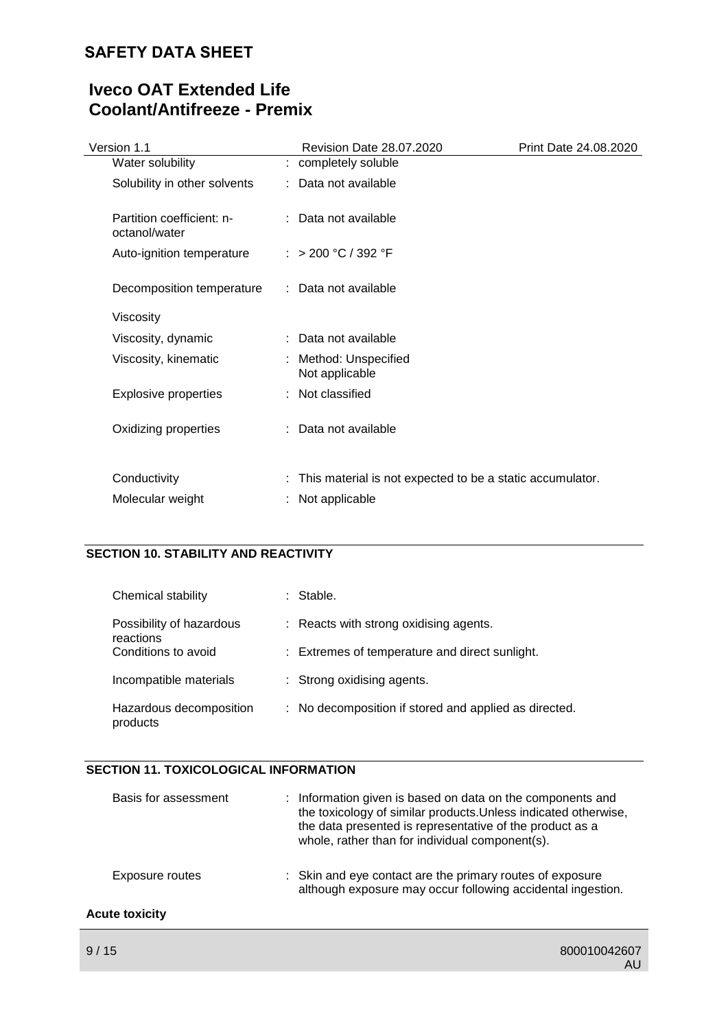| Property | | Value |
|---|---|---|
| Water solubility | : | completely soluble |
| Solubility in other solvents | : | Data not available |
| Partition coefficient: n-octanol/water | : | Data not available |
| Auto-ignition temperature | : | > 200 °C / 392 °F |
| Decomposition temperature | : | Data not available |
| Viscosity | | |
| Viscosity, dynamic | : | Data not available |
| Viscosity, kinematic | : | Method: Unspecified<br>Not applicable |
| Explosive properties | : | Not classified |
| Oxidizing properties | : | Data not available |
| Conductivity | : | This material is not expected to be a static accumulator. |
| Molecular weight | : | Not applicable |

## SECTION 10. STABILITY AND REACTIVITY

| Property | | Value |
|---|---|---|
| Chemical stability | : | Stable. |
| Possibility of hazardous reactions | : | Reacts with strong oxidising agents. |
| Conditions to avoid | : | Extremes of temperature and direct sunlight. |
| Incompatible materials | : | Strong oxidising agents. |
| Hazardous decomposition products | : | No decomposition if stored and applied as directed. |

## SECTION 11. TOXICOLOGICAL INFORMATION

| Property | | Value |
|---|---|---|
| Basis for assessment | : | Information given is based on data on the components and the toxicology of similar products.Unless indicated otherwise, the data presented is representative of the product as a whole, rather than for individual component(s). |
| Exposure routes | : | Skin and eye contact are the primary routes of exposure although exposure may occur following accidental ingestion. |

**Acute toxicity**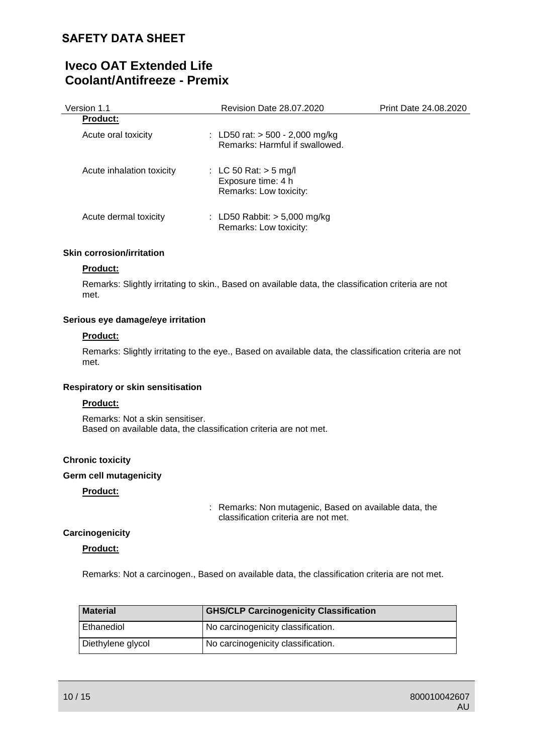**Product:**

Acute oral toxicity : LD50 rat: > 500 - 2,000 mg/kg
Remarks: Harmful if swallowed.

Acute inhalation toxicity : LC 50 Rat: > 5 mg/l
Exposure time: 4 h
Remarks: Low toxicity:

Acute dermal toxicity : LD50 Rabbit: > 5,000 mg/kg
Remarks: Low toxicity:

**Skin corrosion/irritation**

**Product:**

Remarks: Slightly irritating to skin., Based on available data, the classification criteria are not met.

**Serious eye damage/eye irritation**

**Product:**

Remarks: Slightly irritating to the eye., Based on available data, the classification criteria are not met.

**Respiratory or skin sensitisation**

**Product:**

Remarks: Not a skin sensitiser.
Based on available data, the classification criteria are not met.

**Chronic toxicity**

**Germ cell mutagenicity**

**Product:**

: Remarks: Non mutagenic, Based on available data, the classification criteria are not met.

**Carcinogenicity**

**Product:**

Remarks: Not a carcinogen., Based on available data, the classification criteria are not met.

| Material | GHS/CLP Carcinogenicity Classification |
|---|---|
| Ethanediol | No carcinogenicity classification. |
| Diethylene glycol | No carcinogenicity classification. |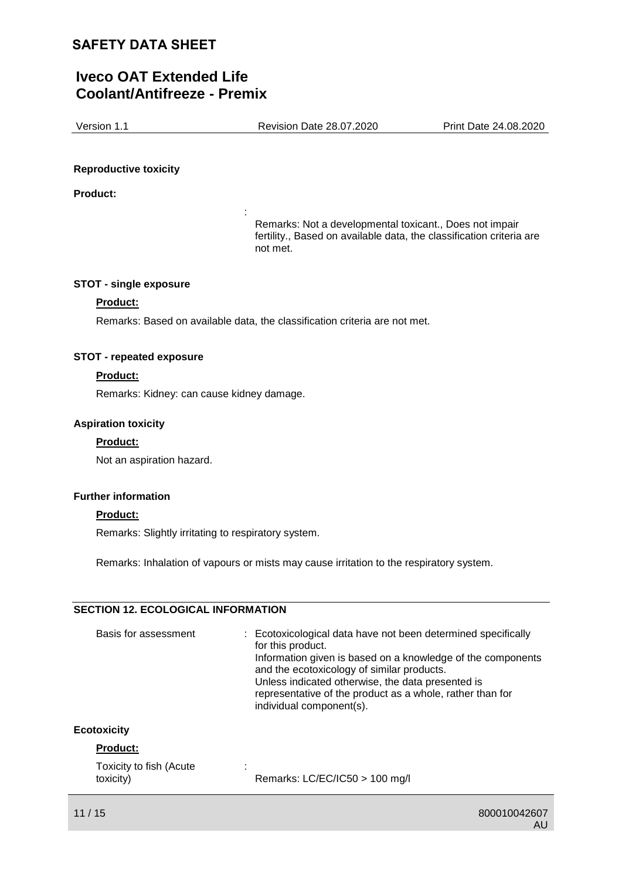**Reproductive toxicity**

**Product:**

: Remarks: Not a developmental toxicant., Does not impair fertility., Based on available data, the classification criteria are not met.

**STOT - single exposure**

**Product:**

Remarks: Based on available data, the classification criteria are not met.

**STOT - repeated exposure**

**Product:**

Remarks: Kidney: can cause kidney damage.

**Aspiration toxicity**

**Product:**

Not an aspiration hazard.

**Further information**

**Product:**

Remarks: Slightly irritating to respiratory system.

Remarks: Inhalation of vapours or mists may cause irritation to the respiratory system.

## SECTION 12. ECOLOGICAL INFORMATION

Basis for assessment : Ecotoxicological data have not been determined specifically for this product.
Information given is based on a knowledge of the components and the ecotoxicology of similar products.
Unless indicated otherwise, the data presented is representative of the product as a whole, rather than for individual component(s).

**Ecotoxicity**

**Product:**

Toxicity to fish (Acute toxicity) : Remarks: LC/EC/IC50 > 100 mg/l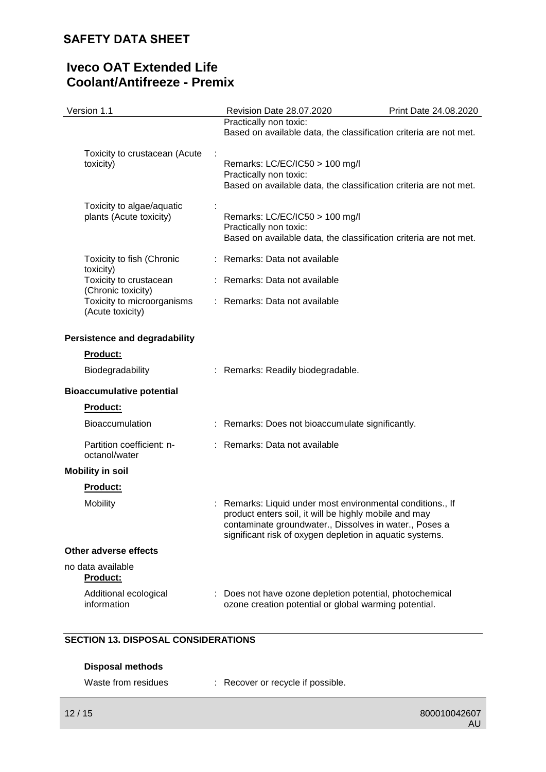Practically non toxic:
Based on available data, the classification criteria are not met.

| | |
|---|---|
| Toxicity to crustacean (Acute toxicity) | : Remarks: LC/EC/IC50 > 100 mg/l<br>Practically non toxic:<br>Based on available data, the classification criteria are not met. |
| Toxicity to algae/aquatic plants (Acute toxicity) | : Remarks: LC/EC/IC50 > 100 mg/l<br>Practically non toxic:<br>Based on available data, the classification criteria are not met. |
| Toxicity to fish (Chronic toxicity) | : Remarks: Data not available |
| Toxicity to crustacean (Chronic toxicity) | : Remarks: Data not available |
| Toxicity to microorganisms (Acute toxicity) | : Remarks: Data not available |

**Persistence and degradability**

**Product:**

Biodegradability : Remarks: Readily biodegradable.

**Bioaccumulative potential**

**Product:**

| | |
|---|---|
| Bioaccumulation | : Remarks: Does not bioaccumulate significantly. |
| Partition coefficient: n-octanol/water | : Remarks: Data not available |

**Mobility in soil**

**Product:**

Mobility : Remarks: Liquid under most environmental conditions., If product enters soil, it will be highly mobile and may contaminate groundwater., Dissolves in water., Poses a significant risk of oxygen depletion in aquatic systems.

**Other adverse effects**

no data available

**Product:**

Additional ecological information : Does not have ozone depletion potential, photochemical ozone creation potential or global warming potential.

## SECTION 13. DISPOSAL CONSIDERATIONS

**Disposal methods**

Waste from residues : Recover or recycle if possible.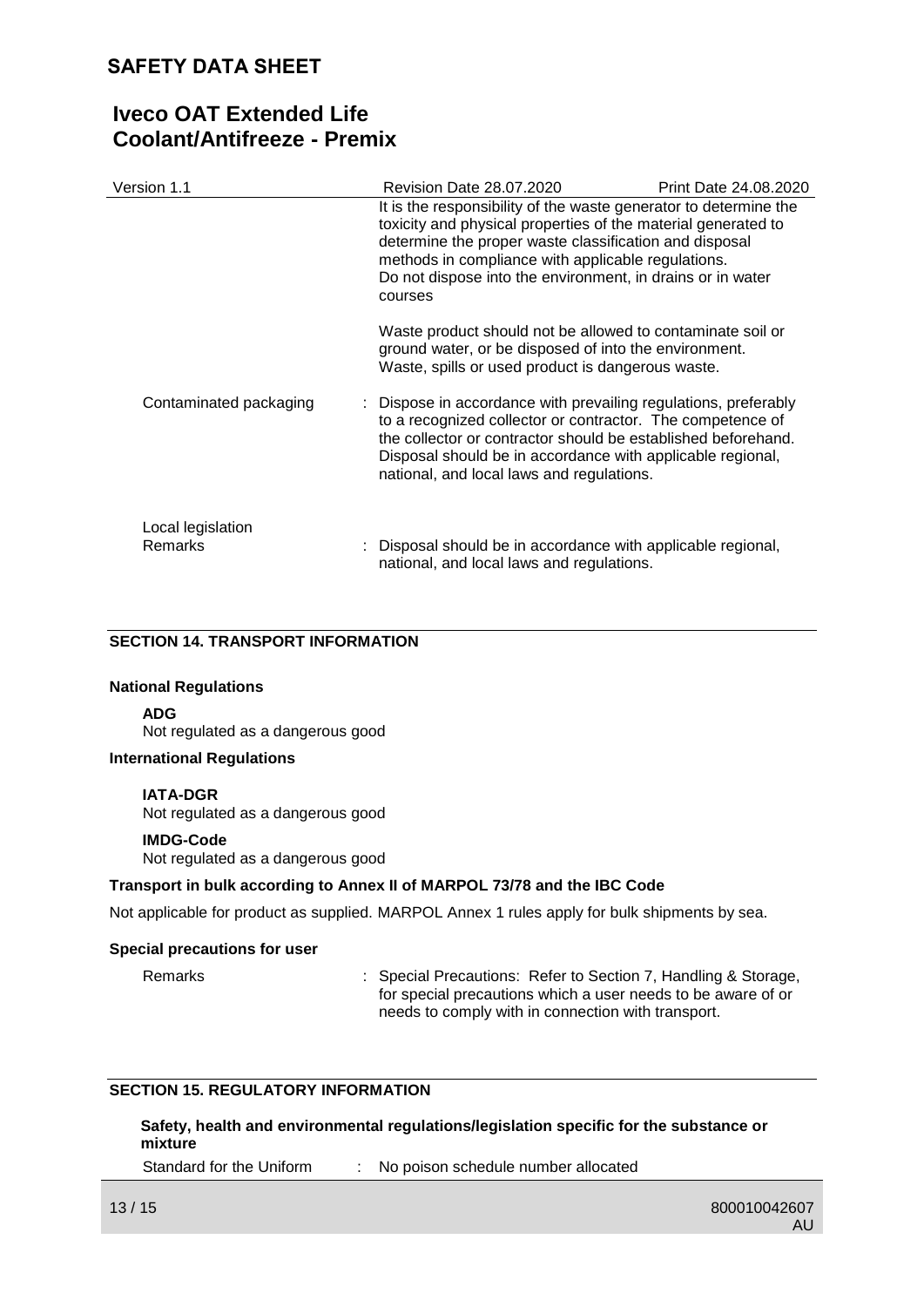It is the responsibility of the waste generator to determine the toxicity and physical properties of the material generated to determine the proper waste classification and disposal methods in compliance with applicable regulations.
Do not dispose into the environment, in drains or in water courses

Waste product should not be allowed to contaminate soil or ground water, or be disposed of into the environment.
Waste, spills or used product is dangerous waste.

Contaminated packaging : Dispose in accordance with prevailing regulations, preferably to a recognized collector or contractor. The competence of the collector or contractor should be established beforehand. Disposal should be in accordance with applicable regional, national, and local laws and regulations.

Local legislation
Remarks : Disposal should be in accordance with applicable regional, national, and local laws and regulations.

## SECTION 14. TRANSPORT INFORMATION

**National Regulations**

**ADG**
Not regulated as a dangerous good

**International Regulations**

**IATA-DGR**
Not regulated as a dangerous good

**IMDG-Code**
Not regulated as a dangerous good

**Transport in bulk according to Annex II of MARPOL 73/78 and the IBC Code**

Not applicable for product as supplied. MARPOL Annex 1 rules apply for bulk shipments by sea.

**Special precautions for user**

Remarks : Special Precautions: Refer to Section 7, Handling & Storage, for special precautions which a user needs to be aware of or needs to comply with in connection with transport.

## SECTION 15. REGULATORY INFORMATION

**Safety, health and environmental regulations/legislation specific for the substance or mixture**

Standard for the Uniform : No poison schedule number allocated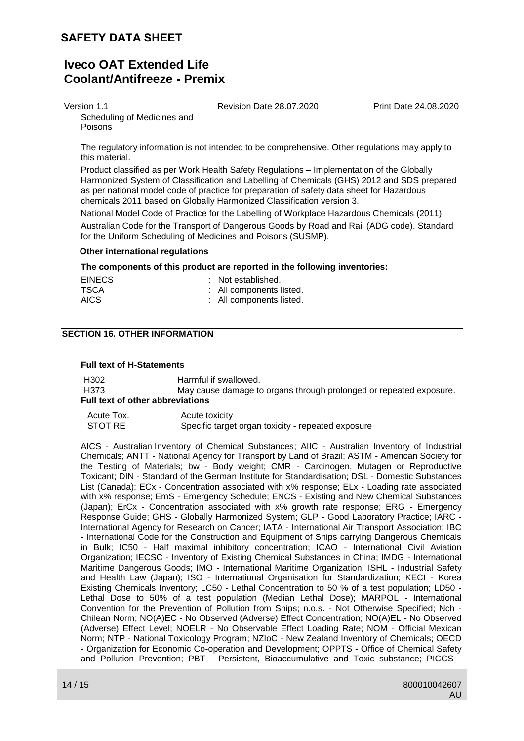Scheduling of Medicines and Poisons

The regulatory information is not intended to be comprehensive. Other regulations may apply to this material.

Product classified as per Work Health Safety Regulations – Implementation of the Globally Harmonized System of Classification and Labelling of Chemicals (GHS) 2012 and SDS prepared as per national model code of practice for preparation of safety data sheet for Hazardous chemicals 2011 based on Globally Harmonized Classification version 3.

National Model Code of Practice for the Labelling of Workplace Hazardous Chemicals (2011).

Australian Code for the Transport of Dangerous Goods by Road and Rail (ADG code). Standard for the Uniform Scheduling of Medicines and Poisons (SUSMP).

**Other international regulations**

**The components of this product are reported in the following inventories:**

| | |
|---|---|
| EINECS | : Not established. |
| TSCA | : All components listed. |
| AICS | : All components listed. |

## SECTION 16. OTHER INFORMATION

**Full text of H-Statements**

| | |
|---|---|
| H302 | Harmful if swallowed. |
| H373 | May cause damage to organs through prolonged or repeated exposure. |

**Full text of other abbreviations**

| | |
|---|---|
| Acute Tox. | Acute toxicity |
| STOT RE | Specific target organ toxicity - repeated exposure |

AICS - Australian Inventory of Chemical Substances; AIIC - Australian Inventory of Industrial Chemicals; ANTT - National Agency for Transport by Land of Brazil; ASTM - American Society for the Testing of Materials; bw - Body weight; CMR - Carcinogen, Mutagen or Reproductive Toxicant; DIN - Standard of the German Institute for Standardisation; DSL - Domestic Substances List (Canada); ECx - Concentration associated with x% response; ELx - Loading rate associated with x% response; EmS - Emergency Schedule; ENCS - Existing and New Chemical Substances (Japan); ErCx - Concentration associated with x% growth rate response; ERG - Emergency Response Guide; GHS - Globally Harmonized System; GLP - Good Laboratory Practice; IARC - International Agency for Research on Cancer; IATA - International Air Transport Association; IBC - International Code for the Construction and Equipment of Ships carrying Dangerous Chemicals in Bulk; IC50 - Half maximal inhibitory concentration; ICAO - International Civil Aviation Organization; IECSC - Inventory of Existing Chemical Substances in China; IMDG - International Maritime Dangerous Goods; IMO - International Maritime Organization; ISHL - Industrial Safety and Health Law (Japan); ISO - International Organisation for Standardization; KECI - Korea Existing Chemicals Inventory; LC50 - Lethal Concentration to 50 % of a test population; LD50 - Lethal Dose to 50% of a test population (Median Lethal Dose); MARPOL - International Convention for the Prevention of Pollution from Ships; n.o.s. - Not Otherwise Specified; Nch - Chilean Norm; NO(A)EC - No Observed (Adverse) Effect Concentration; NO(A)EL - No Observed (Adverse) Effect Level; NOELR - No Observable Effect Loading Rate; NOM - Official Mexican Norm; NTP - National Toxicology Program; NZIoC - New Zealand Inventory of Chemicals; OECD - Organization for Economic Co-operation and Development; OPPTS - Office of Chemical Safety and Pollution Prevention; PBT - Persistent, Bioaccumulative and Toxic substance; PICCS -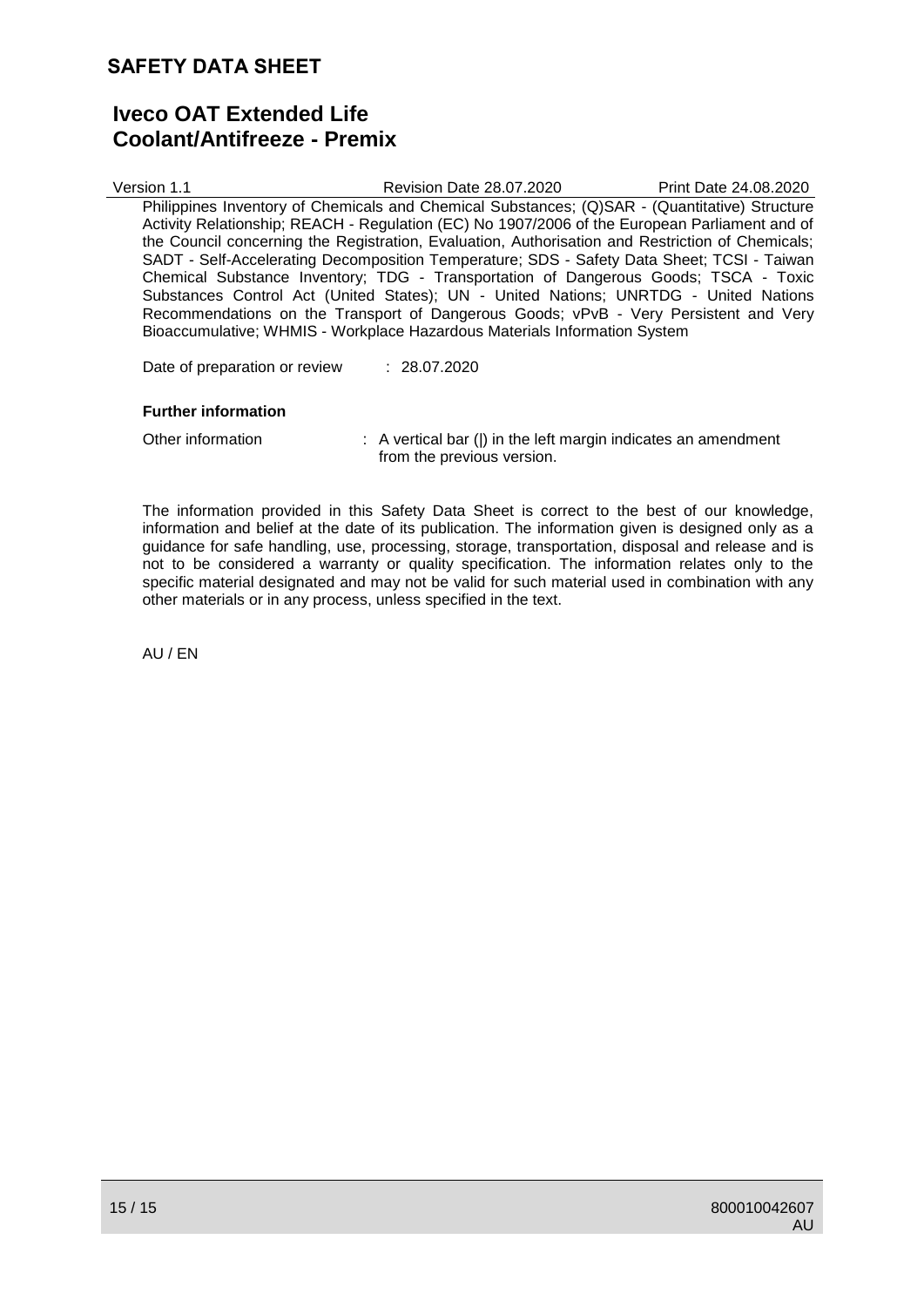Philippines Inventory of Chemicals and Chemical Substances; (Q)SAR - (Quantitative) Structure Activity Relationship; REACH - Regulation (EC) No 1907/2006 of the European Parliament and of the Council concerning the Registration, Evaluation, Authorisation and Restriction of Chemicals; SADT - Self-Accelerating Decomposition Temperature; SDS - Safety Data Sheet; TCSI - Taiwan Chemical Substance Inventory; TDG - Transportation of Dangerous Goods; TSCA - Toxic Substances Control Act (United States); UN - United Nations; UNRTDG - United Nations Recommendations on the Transport of Dangerous Goods; vPvB - Very Persistent and Very Bioaccumulative; WHMIS - Workplace Hazardous Materials Information System

Date of preparation or review : 28.07.2020

**Further information**

Other information : A vertical bar (|) in the left margin indicates an amendment from the previous version.

The information provided in this Safety Data Sheet is correct to the best of our knowledge, information and belief at the date of its publication. The information given is designed only as a guidance for safe handling, use, processing, storage, transportation, disposal and release and is not to be considered a warranty or quality specification. The information relates only to the specific material designated and may not be valid for such material used in combination with any other materials or in any process, unless specified in the text.

AU / EN